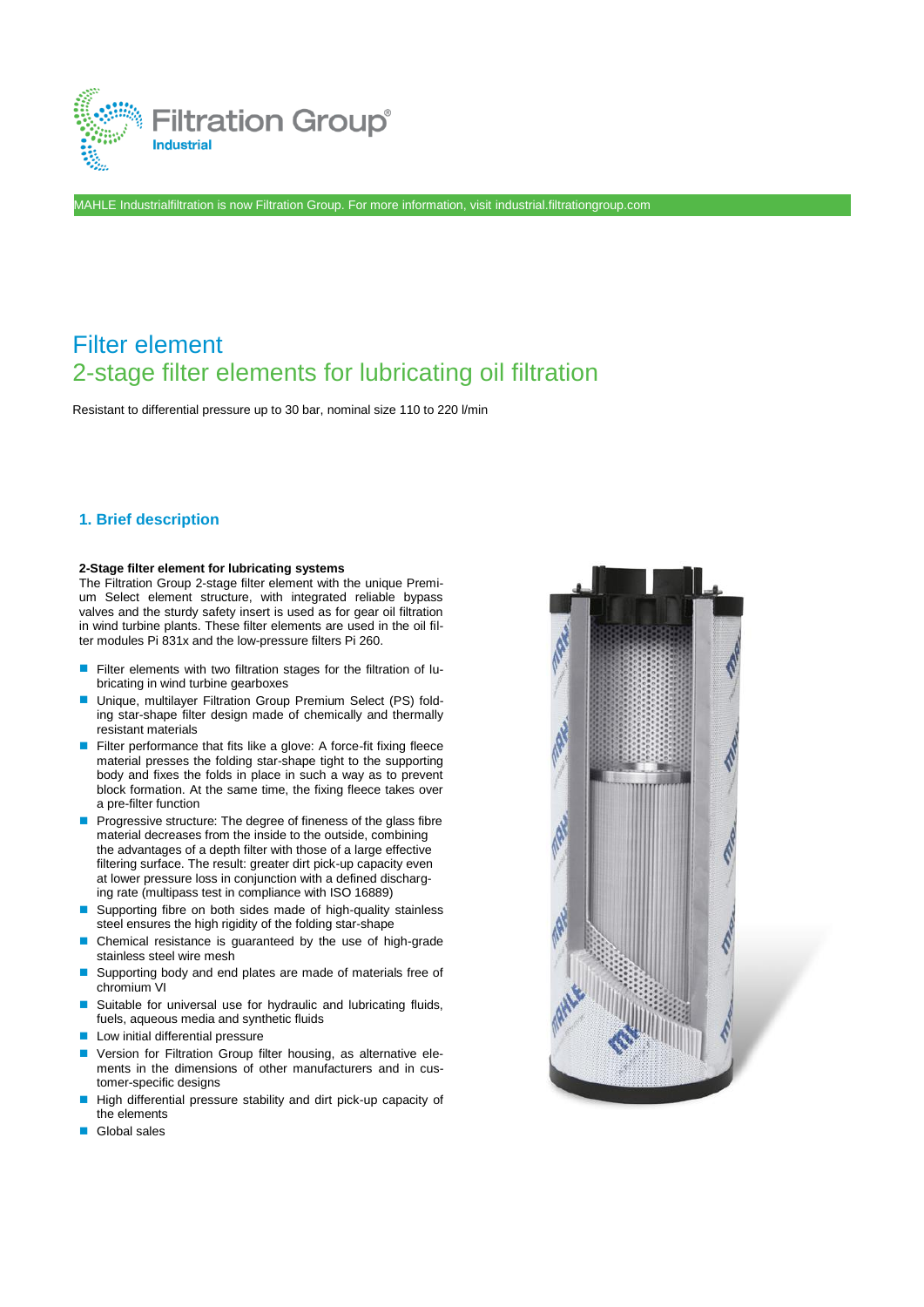Filtration Group® Industrial

MAHLE Industrialfiltration is now Filtration Group. For more information, visit industrial.filtrationgroup.com

# Filter element
## 2-stage filter elements for lubricating oil filtration

Resistant to differential pressure up to 30 bar, nominal size 110 to 220 l/min

## 1. Brief description

**2-Stage filter element for lubricating systems**

The Filtration Group 2-stage filter element with the unique Premium Select element structure, with integrated reliable bypass valves and the sturdy safety insert is used as for gear oil filtration in wind turbine plants. These filter elements are used in the oil filter modules Pi 831x and the low-pressure filters Pi 260.

- Filter elements with two filtration stages for the filtration of lubricating in wind turbine gearboxes
- Unique, multilayer Filtration Group Premium Select (PS) folding star-shape filter design made of chemically and thermally resistant materials
- Filter performance that fits like a glove: A force-fit fixing fleece material presses the folding star-shape tight to the supporting body and fixes the folds in place in such a way as to prevent block formation. At the same time, the fixing fleece takes over a pre-filter function
- Progressive structure: The degree of fineness of the glass fibre material decreases from the inside to the outside, combining the advantages of a depth filter with those of a large effective filtering surface. The result: greater dirt pick-up capacity even at lower pressure loss in conjunction with a defined discharging rate (multipass test in compliance with ISO 16889)
- Supporting fibre on both sides made of high-quality stainless steel ensures the high rigidity of the folding star-shape
- Chemical resistance is guaranteed by the use of high-grade stainless steel wire mesh
- Supporting body and end plates are made of materials free of chromium VI
- Suitable for universal use for hydraulic and lubricating fluids, fuels, aqueous media and synthetic fluids
- Low initial differential pressure
- Version for Filtration Group filter housing, as alternative elements in the dimensions of other manufacturers and in customer-specific designs
- High differential pressure stability and dirt pick-up capacity of the elements
- Global sales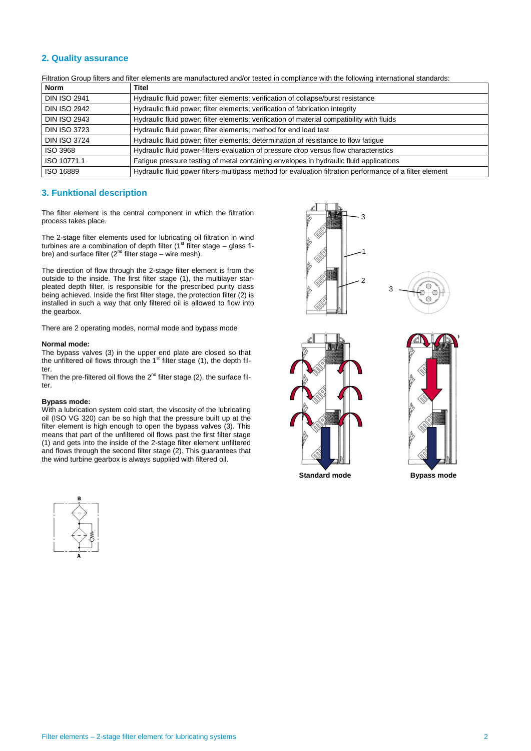## 2. Quality assurance

Filtration Group filters and filter elements are manufactured and/or tested in compliance with the following international standards:

| Norm | Titel |
|---|---|
| DIN ISO 2941 | Hydraulic fluid power; filter elements; verification of collapse/burst resistance |
| DIN ISO 2942 | Hydraulic fluid power; filter elements; verification of fabrication integrity |
| DIN ISO 2943 | Hydraulic fluid power; filter elements; verification of material compatibility with fluids |
| DIN ISO 3723 | Hydraulic fluid power; filter elements; method for end load test |
| DIN ISO 3724 | Hydraulic fluid power; filter elements; determination of resistance to flow fatigue |
| ISO 3968 | Hydraulic fluid power-filters-evaluation of pressure drop versus flow characteristics |
| ISO 10771.1 | Fatigue pressure testing of metal containing envelopes in hydraulic fluid applications |
| ISO 16889 | Hydraulic fluid power filters-multipass method for evaluation filtration performance of a filter element |

## 3. Funktional description

The filter element is the central component in which the filtration process takes place.

The 2-stage filter elements used for lubricating oil filtration in wind turbines are a combination of depth filter (1st filter stage – glass fibre) and surface filter (2nd filter stage – wire mesh).

The direction of flow through the 2-stage filter element is from the outside to the inside. The first filter stage (1), the multilayer star-pleated depth filter, is responsible for the prescribed purity class being achieved. Inside the first filter stage, the protection filter (2) is installed in such a way that only filtered oil is allowed to flow into the gearbox.

There are 2 operating modes, normal mode and bypass mode

**Normal mode:**
The bypass valves (3) in the upper end plate are closed so that the unfiltered oil flows through the 1st filter stage (1), the depth filter.
Then the pre-filtered oil flows the 2nd filter stage (2), the surface filter.

**Bypass mode:**
With a lubrication system cold start, the viscosity of the lubricating oil (ISO VG 320) can be so high that the pressure built up at the filter element is high enough to open the bypass valves (3). This means that part of the unfiltered oil flows past the first filter stage (1) and gets into the inside of the 2-stage filter element unfiltered and flows through the second filter stage (2). This guarantees that the wind turbine gearbox is always supplied with filtered oil.

**Standard mode** **Bypass mode**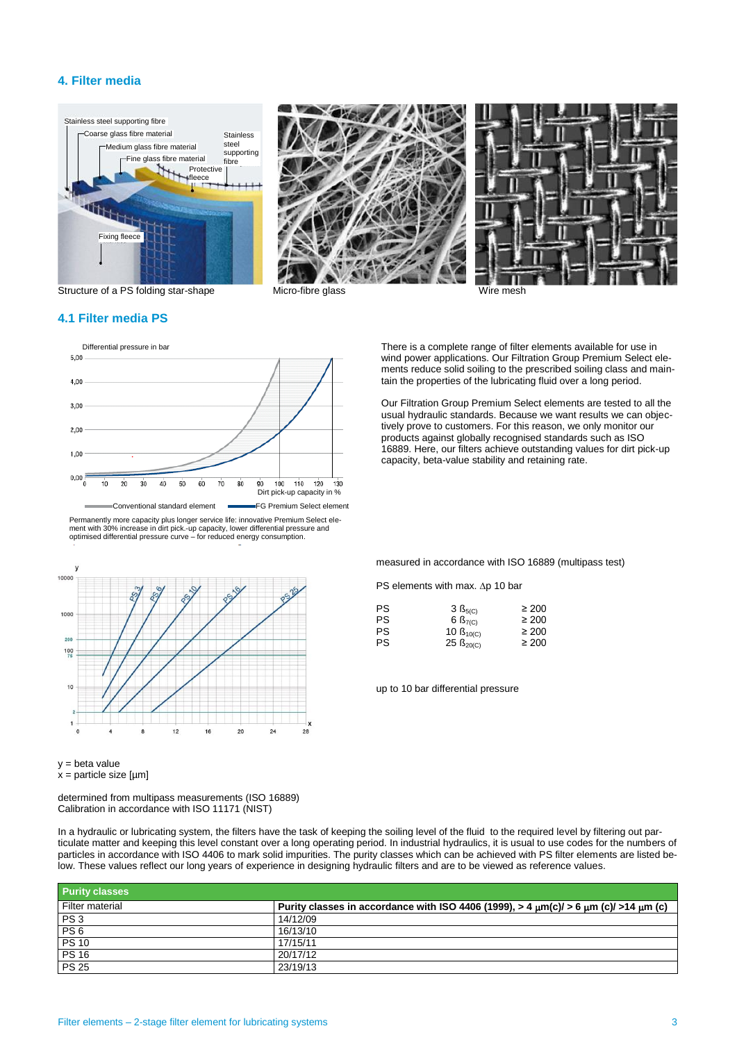## 4. Filter media

Structure of a PS folding star-shape

Micro-fibre glass

Wire mesh

### 4.1 Filter media PS

Conventional standard element — FG Premium Select element

Permanently more capacity plus longer service life: innovative Premium Select element with 30% increase in dirt pick.-up capacity, lower differential pressure and optimised differential pressure curve – for reduced energy consumption.

There is a complete range of filter elements available for use in wind power applications. Our Filtration Group Premium Select elements reduce solid soiling to the prescribed soiling class and maintain the properties of the lubricating fluid over a long period.

Our Filtration Group Premium Select elements are tested to all the usual hydraulic standards. Because we want results we can objectively prove to customers. For this reason, we only monitor our products against globally recognised standards such as ISO 16889. Here, our filters achieve outstanding values for dirt pick-up capacity, beta-value stability and retaining rate.

y = beta value
x = particle size [µm]

determined from multipass measurements (ISO 16889)
Calibration in accordance with ISO 11171 (NIST)

measured in accordance with ISO 16889 (multipass test)

PS elements with max. Δp 10 bar

| | | |
|---|---|---|
| PS | 3 $ß_{5(C)}$ | ≥ 200 |
| PS | 6 $ß_{7(C)}$ | ≥ 200 |
| PS | 10 $ß_{10(C)}$ | ≥ 200 |
| PS | 25 $ß_{20(C)}$ | ≥ 200 |

up to 10 bar differential pressure

In a hydraulic or lubricating system, the filters have the task of keeping the soiling level of the fluid to the required level by filtering out particulate matter and keeping this level constant over a long operating period. In industrial hydraulics, it is usual to use codes for the numbers of particles in accordance with ISO 4406 to mark solid impurities. The purity classes which can be achieved with PS filter elements are listed below. These values reflect our long years of experience in designing hydraulic filters and are to be viewed as reference values.

| Purity classes | |
|---|---|
| Filter material | **Purity classes in accordance with ISO 4406 (1999), > 4 µm(c)/ > 6 µm (c)/ >14 µm (c)** |
| PS 3 | 14/12/09 |
| PS 6 | 16/13/10 |
| PS 10 | 17/15/11 |
| PS 16 | 20/17/12 |
| PS 25 | 23/19/13 |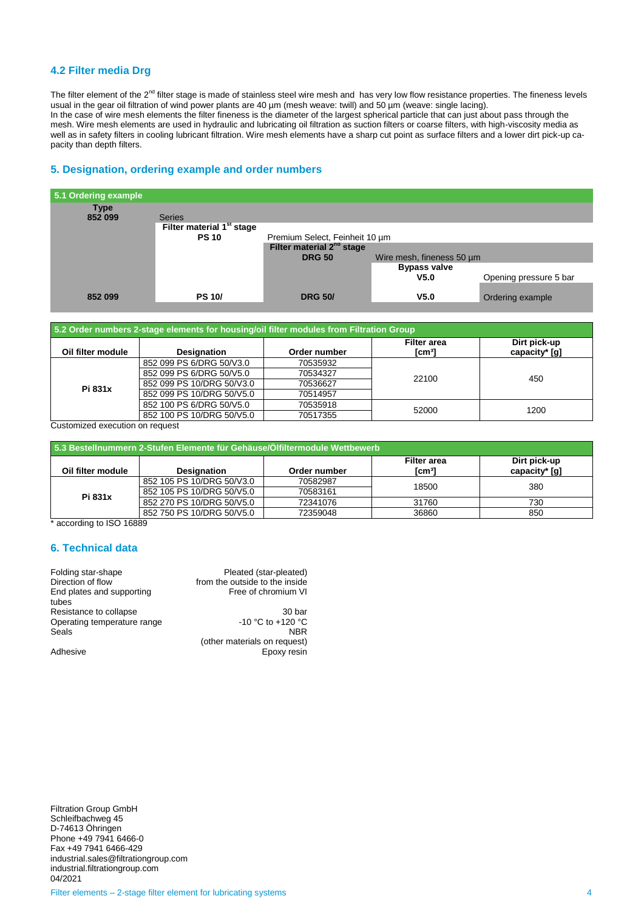### 4.2 Filter media Drg

The filter element of the 2nd filter stage is made of stainless steel wire mesh and has very low flow resistance properties. The fineness levels usual in the gear oil filtration of wind power plants are 40 µm (mesh weave: twill) and 50 µm (weave: single lacing).
In the case of wire mesh elements the filter fineness is the diameter of the largest spherical particle that can just about pass through the mesh. Wire mesh elements are used in hydraulic and lubricating oil filtration as suction filters or coarse filters, with high-viscosity media as well as in safety filters in cooling lubricant filtration. Wire mesh elements have a sharp cut point as surface filters and a lower dirt pick-up capacity than depth filters.

## 5. Designation, ordering example and order numbers

**5.1 Ordering example**

| | | | | |
|---|---|---|---|---|
| **Type** 852 099 | Series | | | |
| | **Filter material 1st stage** PS 10 | Premium Select, Feinheit 10 µm | | |
| | | **Filter material 2nd stage** DRG 50 | Wire mesh, fineness 50 µm | |
| | | | **Bypass valve** V5.0 | Opening pressure 5 bar |
| **852 099** | **PS 10/** | **DRG 50/** | **V5.0** | Ordering example |

**5.2 Order numbers 2-stage elements for housing/oil filter modules from Filtration Group**

| Oil filter module | Designation | Order number | Filter area [cm²] | Dirt pick-up capacity* [g] |
|---|---|---|---|---|
| Pi 831x | 852 099 PS 6/DRG 50/V3.0 | 70535932 | 22100 | 450 |
| | 852 099 PS 6/DRG 50/V5.0 | 70534327 | | |
| | 852 099 PS 10/DRG 50/V3.0 | 70536627 | | |
| | 852 099 PS 10/DRG 50/V5.0 | 70514957 | | |
| | 852 100 PS 6/DRG 50/V5.0 | 70535918 | 52000 | 1200 |
| | 852 100 PS 10/DRG 50/V5.0 | 70517355 | | |

Customized execution on request

**5.3 Bestellnummern 2-Stufen Elemente für Gehäuse/Ölfiltermodule Wettbewerb**

| Oil filter module | Designation | Order number | Filter area [cm²] | Dirt pick-up capacity* [g] |
|---|---|---|---|---|
| Pi 831x | 852 105 PS 10/DRG 50/V3.0 | 70582987 | 18500 | 380 |
| | 852 105 PS 10/DRG 50/V5.0 | 70583161 | | |
| | 852 270 PS 10/DRG 50/V5.0 | 72341076 | 31760 | 730 |
| | 852 750 PS 10/DRG 50/V5.0 | 72359048 | 36860 | 850 |

\* according to ISO 16889

## 6. Technical data

| | |
|---|---|
| Folding star-shape | Pleated (star-pleated) |
| Direction of flow | from the outside to the inside |
| End plates and supporting tubes | Free of chromium VI |
| Resistance to collapse | 30 bar |
| Operating temperature range | -10 °C to +120 °C |
| Seals | NBR (other materials on request) |
| Adhesive | Epoxy resin |

Filtration Group GmbH
Schleifbachweg 45
D-74613 Öhringen
Phone +49 7941 6466-0
Fax +49 7941 6466-429
industrial.sales@filtrationgroup.com
industrial.filtrationgroup.com
04/2021